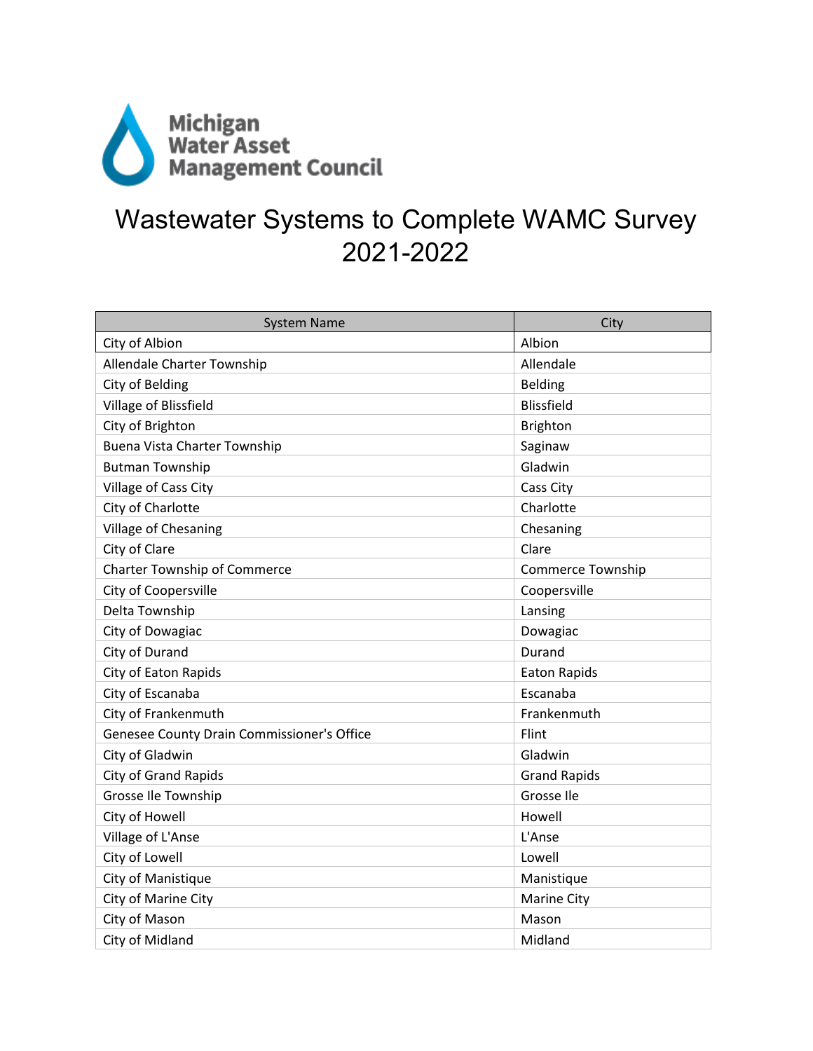Michigan Water Asset Management Council

# Wastewater Systems to Complete WAMC Survey 2021-2022

| System Name | City |
|---|---|
| City of Albion | Albion |
| Allendale Charter Township | Allendale |
| City of Belding | Belding |
| Village of Blissfield | Blissfield |
| City of Brighton | Brighton |
| Buena Vista Charter Township | Saginaw |
| Butman Township | Gladwin |
| Village of Cass City | Cass City |
| City of Charlotte | Charlotte |
| Village of Chesaning | Chesaning |
| City of Clare | Clare |
| Charter Township of Commerce | Commerce Township |
| City of Coopersville | Coopersville |
| Delta Township | Lansing |
| City of Dowagiac | Dowagiac |
| City of Durand | Durand |
| City of Eaton Rapids | Eaton Rapids |
| City of Escanaba | Escanaba |
| City of Frankenmuth | Frankenmuth |
| Genesee County Drain Commissioner's Office | Flint |
| City of Gladwin | Gladwin |
| City of Grand Rapids | Grand Rapids |
| Grosse Ile Township | Grosse Ile |
| City of Howell | Howell |
| Village of L'Anse | L'Anse |
| City of Lowell | Lowell |
| City of Manistique | Manistique |
| City of Marine City | Marine City |
| City of Mason | Mason |
| City of Midland | Midland |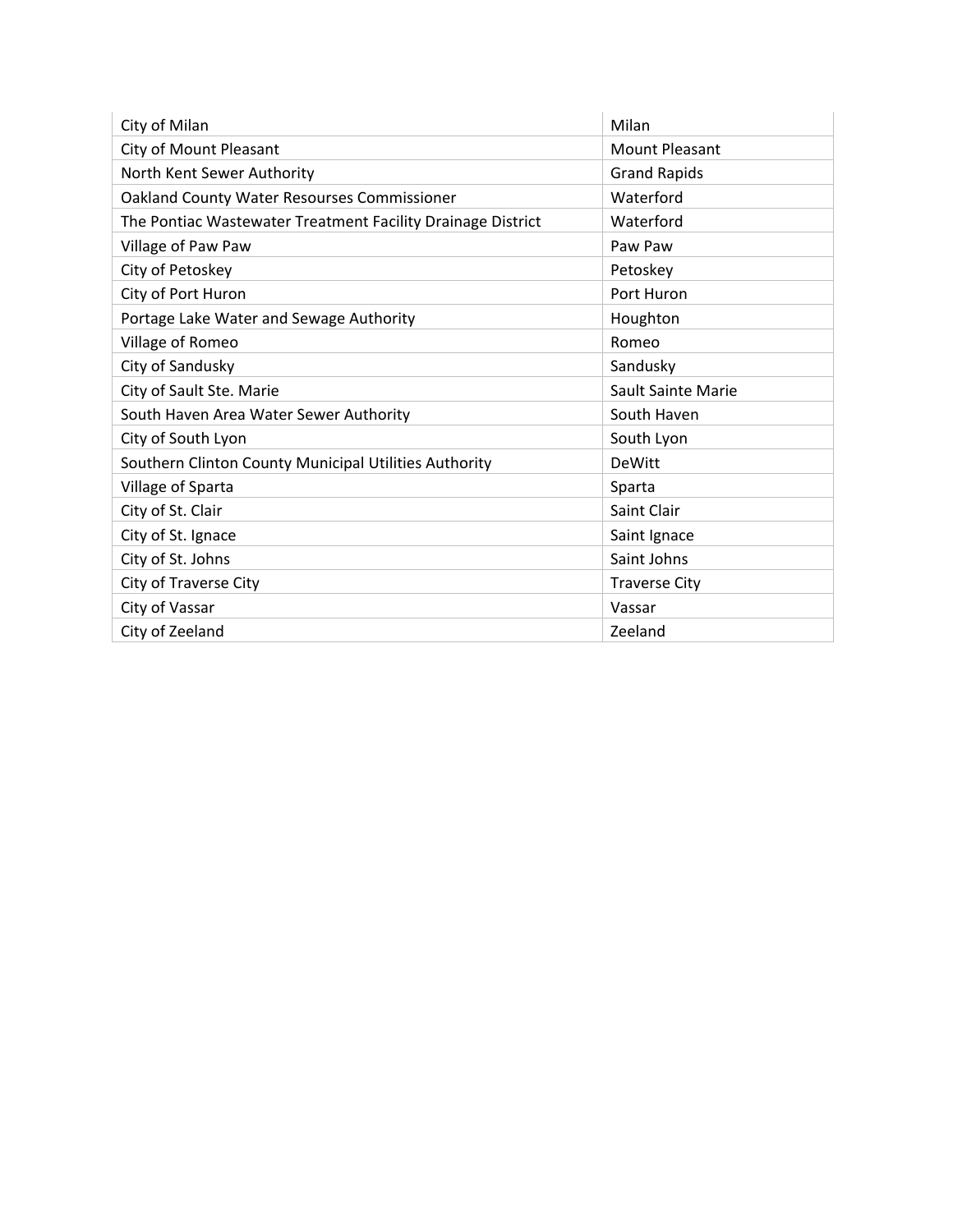| | |
|---|---|
| City of Milan | Milan |
| City of Mount Pleasant | Mount Pleasant |
| North Kent Sewer Authority | Grand Rapids |
| Oakland County Water Resourses Commissioner | Waterford |
| The Pontiac Wastewater Treatment Facility Drainage District | Waterford |
| Village of Paw Paw | Paw Paw |
| City of Petoskey | Petoskey |
| City of Port Huron | Port Huron |
| Portage Lake Water and Sewage Authority | Houghton |
| Village of Romeo | Romeo |
| City of Sandusky | Sandusky |
| City of Sault Ste. Marie | Sault Sainte Marie |
| South Haven Area Water Sewer Authority | South Haven |
| City of South Lyon | South Lyon |
| Southern Clinton County Municipal Utilities Authority | DeWitt |
| Village of Sparta | Sparta |
| City of St. Clair | Saint Clair |
| City of St. Ignace | Saint Ignace |
| City of St. Johns | Saint Johns |
| City of Traverse City | Traverse City |
| City of Vassar | Vassar |
| City of Zeeland | Zeeland |